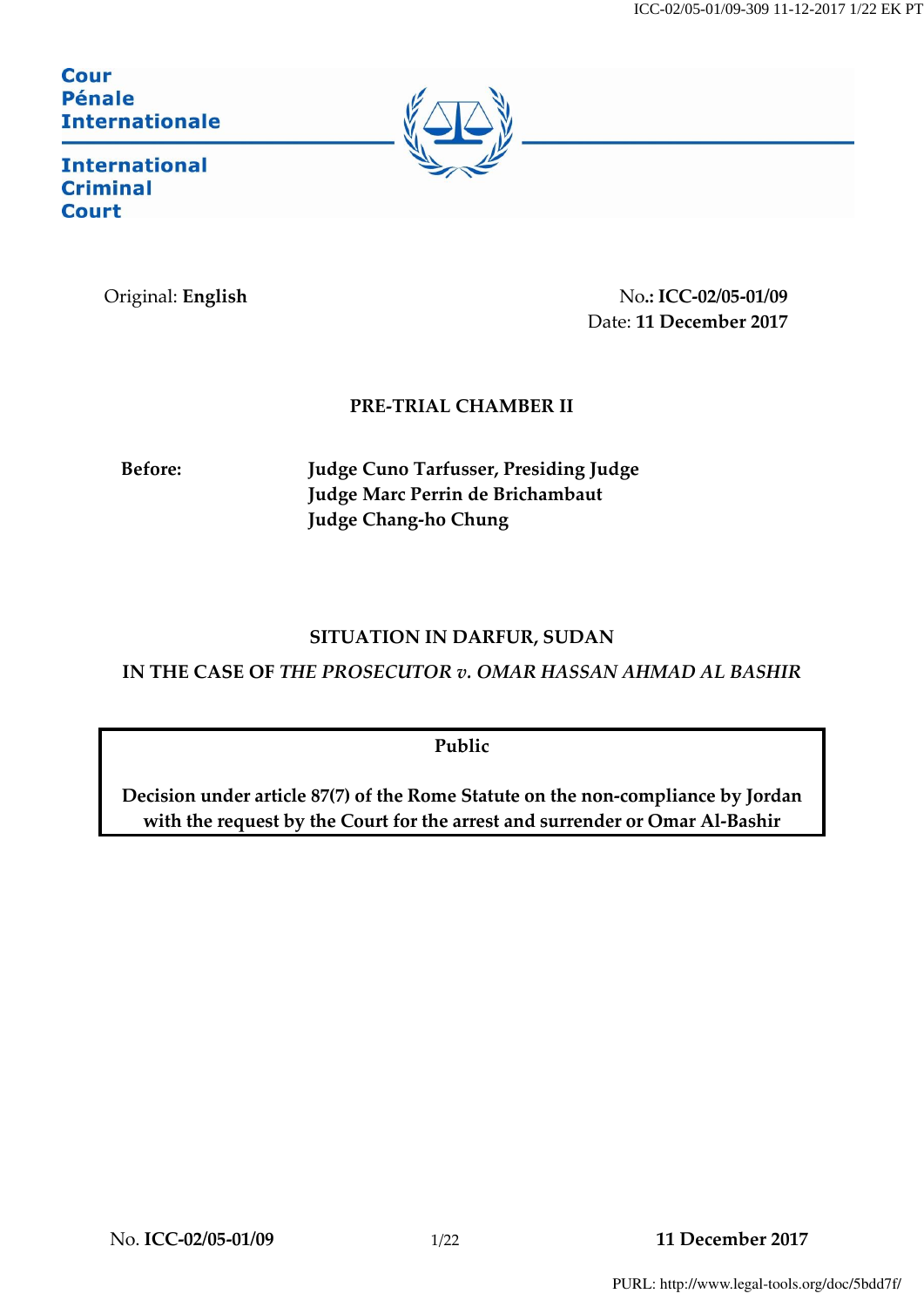Cour
Pénale
Internationale

International
Criminal
Court

Original: **English**

No.**: ICC-02/05-01/09**
Date: **11 December 2017**

**PRE-TRIAL CHAMBER II**

**Before:** **Judge Cuno Tarfusser, Presiding Judge**
**Judge Marc Perrin de Brichambaut**
**Judge Chang-ho Chung**

**SITUATION IN DARFUR, SUDAN**

**IN THE CASE OF *THE PROSECUTOR v. OMAR HASSAN AHMAD AL BASHIR***

**Public**

**Decision under article 87(7) of the Rome Statute on the non-compliance by Jordan with the request by the Court for the arrest and surrender or Omar Al-Bashir**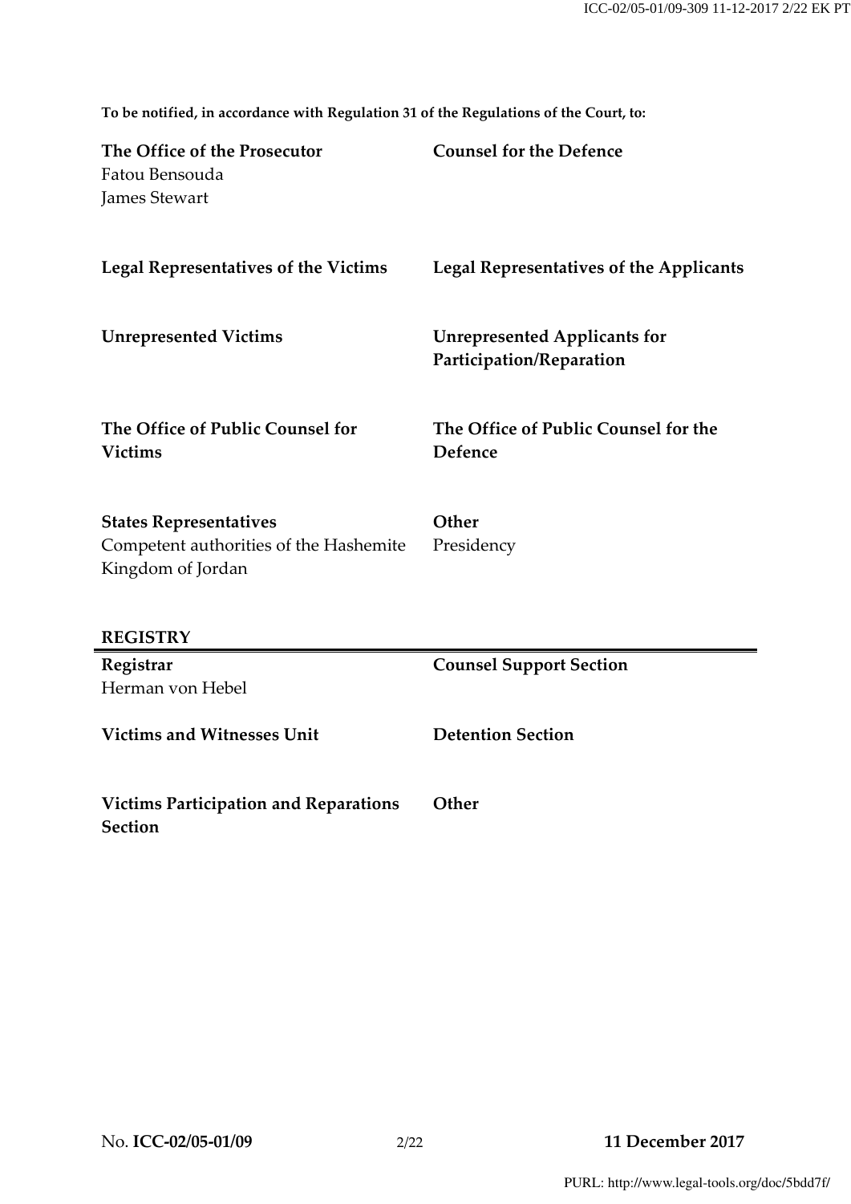**To be notified, in accordance with Regulation 31 of the Regulations of the Court, to:**

**The Office of the Prosecutor**
Fatou Bensouda
James Stewart

**Counsel for the Defence**

**Legal Representatives of the Victims**

**Legal Representatives of the Applicants**

**Unrepresented Victims**

**Unrepresented Applicants for Participation/Reparation**

**The Office of Public Counsel for Victims**

**The Office of Public Counsel for the Defence**

**States Representatives**
Competent authorities of the Hashemite Kingdom of Jordan

**Other**
Presidency

**REGISTRY**

**Registrar**
Herman von Hebel

**Counsel Support Section**

**Victims and Witnesses Unit**

**Detention Section**

**Victims Participation and Reparations Section**

**Other**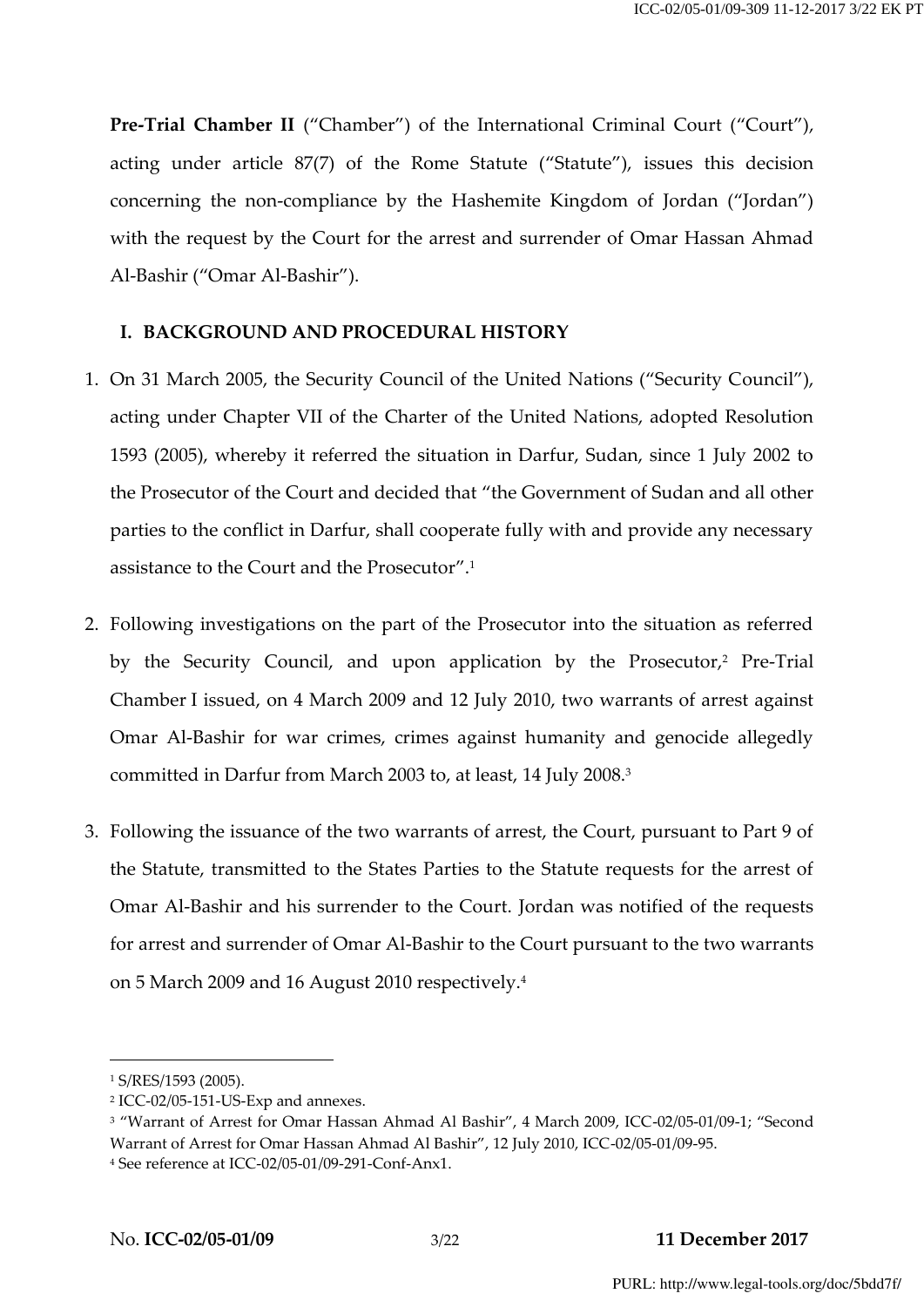**Pre-Trial Chamber II** ("Chamber") of the International Criminal Court ("Court"), acting under article 87(7) of the Rome Statute ("Statute"), issues this decision concerning the non-compliance by the Hashemite Kingdom of Jordan ("Jordan") with the request by the Court for the arrest and surrender of Omar Hassan Ahmad Al-Bashir ("Omar Al-Bashir").

## I. BACKGROUND AND PROCEDURAL HISTORY

1. On 31 March 2005, the Security Council of the United Nations ("Security Council"), acting under Chapter VII of the Charter of the United Nations, adopted Resolution 1593 (2005), whereby it referred the situation in Darfur, Sudan, since 1 July 2002 to the Prosecutor of the Court and decided that "the Government of Sudan and all other parties to the conflict in Darfur, shall cooperate fully with and provide any necessary assistance to the Court and the Prosecutor".[1]

2. Following investigations on the part of the Prosecutor into the situation as referred by the Security Council, and upon application by the Prosecutor,[2] Pre-Trial Chamber I issued, on 4 March 2009 and 12 July 2010, two warrants of arrest against Omar Al-Bashir for war crimes, crimes against humanity and genocide allegedly committed in Darfur from March 2003 to, at least, 14 July 2008.[3]

3. Following the issuance of the two warrants of arrest, the Court, pursuant to Part 9 of the Statute, transmitted to the States Parties to the Statute requests for the arrest of Omar Al-Bashir and his surrender to the Court. Jordan was notified of the requests for arrest and surrender of Omar Al-Bashir to the Court pursuant to the two warrants on 5 March 2009 and 16 August 2010 respectively.[4]

---

[1] S/RES/1593 (2005).

[2] ICC-02/05-151-US-Exp and annexes.

[3] "Warrant of Arrest for Omar Hassan Ahmad Al Bashir", 4 March 2009, ICC-02/05-01/09-1; "Second Warrant of Arrest for Omar Hassan Ahmad Al Bashir", 12 July 2010, ICC-02/05-01/09-95.

[4] See reference at ICC-02/05-01/09-291-Conf-Anx1.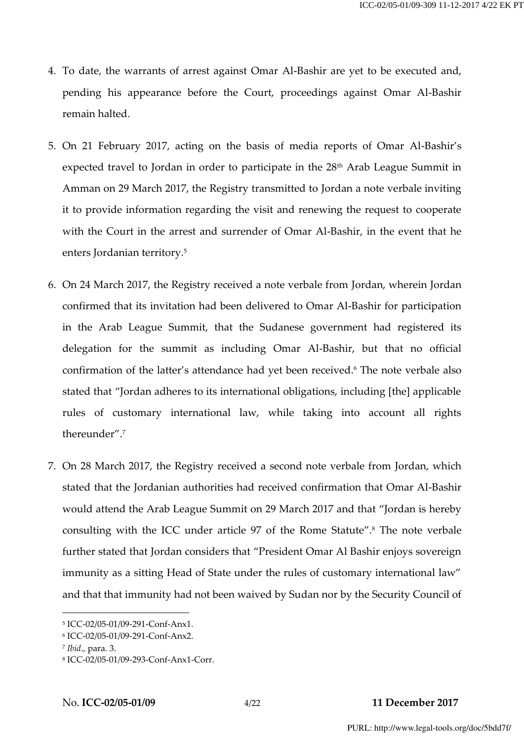4. To date, the warrants of arrest against Omar Al-Bashir are yet to be executed and, pending his appearance before the Court, proceedings against Omar Al-Bashir remain halted.

5. On 21 February 2017, acting on the basis of media reports of Omar Al-Bashir's expected travel to Jordan in order to participate in the 28th Arab League Summit in Amman on 29 March 2017, the Registry transmitted to Jordan a note verbale inviting it to provide information regarding the visit and renewing the request to cooperate with the Court in the arrest and surrender of Omar Al-Bashir, in the event that he enters Jordanian territory.[5]

6. On 24 March 2017, the Registry received a note verbale from Jordan, wherein Jordan confirmed that its invitation had been delivered to Omar Al-Bashir for participation in the Arab League Summit, that the Sudanese government had registered its delegation for the summit as including Omar Al-Bashir, but that no official confirmation of the latter's attendance had yet been received.[6] The note verbale also stated that "Jordan adheres to its international obligations, including [the] applicable rules of customary international law, while taking into account all rights thereunder".[7]

7. On 28 March 2017, the Registry received a second note verbale from Jordan, which stated that the Jordanian authorities had received confirmation that Omar Al-Bashir would attend the Arab League Summit on 29 March 2017 and that "Jordan is hereby consulting with the ICC under article 97 of the Rome Statute".[8] The note verbale further stated that Jordan considers that "President Omar Al Bashir enjoys sovereign immunity as a sitting Head of State under the rules of customary international law" and that that immunity had not been waived by Sudan nor by the Security Council of

---

[5] ICC-02/05-01/09-291-Conf-Anx1.

[6] ICC-02/05-01/09-291-Conf-Anx2.

[7] *Ibid*., para. 3.

[8] ICC-02/05-01/09-293-Conf-Anx1-Corr.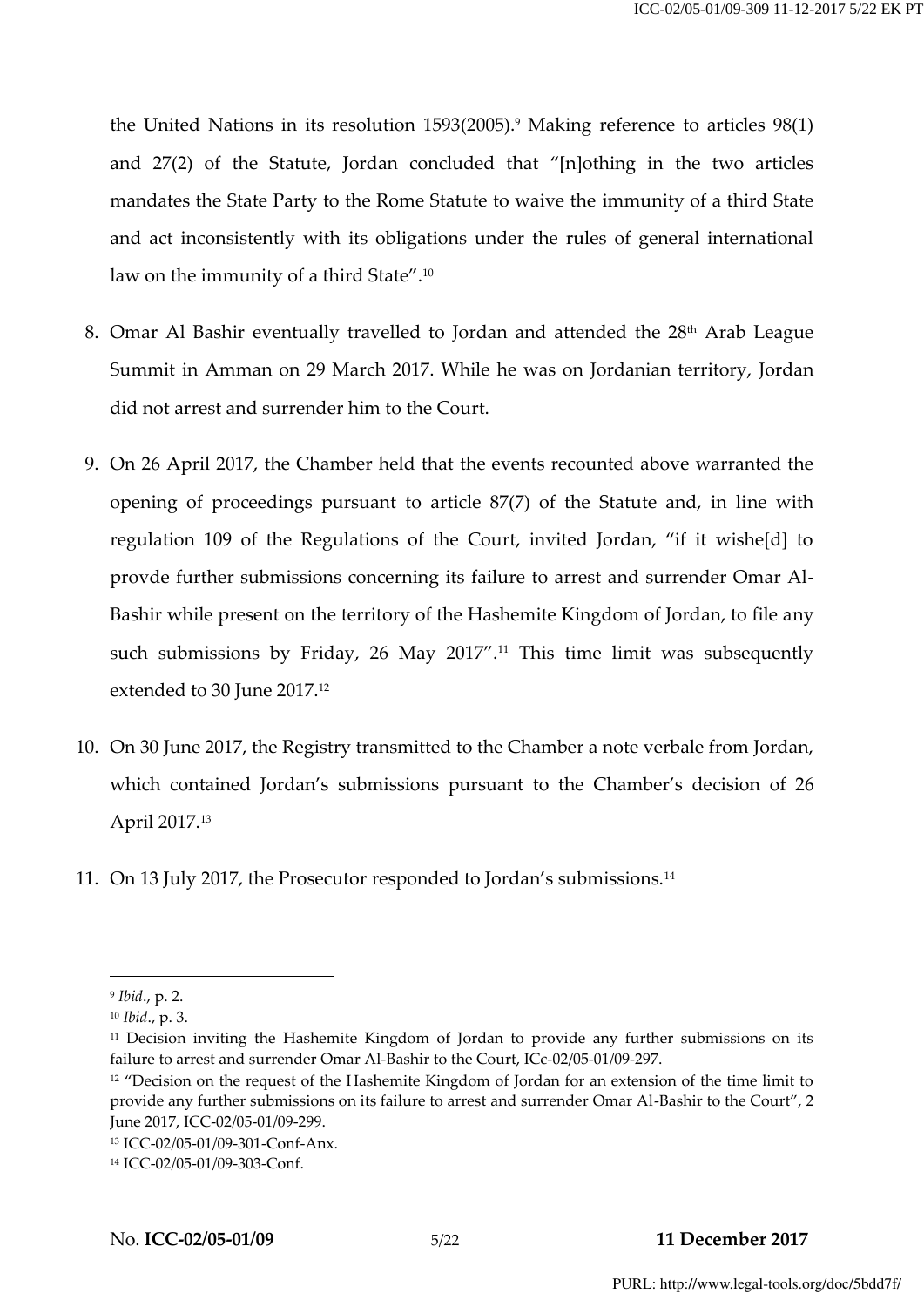the United Nations in its resolution 1593(2005).[9] Making reference to articles 98(1) and 27(2) of the Statute, Jordan concluded that "[n]othing in the two articles mandates the State Party to the Rome Statute to waive the immunity of a third State and act inconsistently with its obligations under the rules of general international law on the immunity of a third State".[10]

8. Omar Al Bashir eventually travelled to Jordan and attended the 28th Arab League Summit in Amman on 29 March 2017. While he was on Jordanian territory, Jordan did not arrest and surrender him to the Court.

9. On 26 April 2017, the Chamber held that the events recounted above warranted the opening of proceedings pursuant to article 87(7) of the Statute and, in line with regulation 109 of the Regulations of the Court, invited Jordan, "if it wishe[d] to provde further submissions concerning its failure to arrest and surrender Omar Al-Bashir while present on the territory of the Hashemite Kingdom of Jordan, to file any such submissions by Friday, 26 May 2017".[11] This time limit was subsequently extended to 30 June 2017.[12]

10. On 30 June 2017, the Registry transmitted to the Chamber a note verbale from Jordan, which contained Jordan's submissions pursuant to the Chamber's decision of 26 April 2017.[13]

11. On 13 July 2017, the Prosecutor responded to Jordan's submissions.[14]

---

[9] *Ibid*., p. 2.

[10] *Ibid*., p. 3.

[11] Decision inviting the Hashemite Kingdom of Jordan to provide any further submissions on its failure to arrest and surrender Omar Al-Bashir to the Court, ICc-02/05-01/09-297.

[12] "Decision on the request of the Hashemite Kingdom of Jordan for an extension of the time limit to provide any further submissions on its failure to arrest and surrender Omar Al-Bashir to the Court", 2 June 2017, ICC-02/05-01/09-299.

[13] ICC-02/05-01/09-301-Conf-Anx.

[14] ICC-02/05-01/09-303-Conf.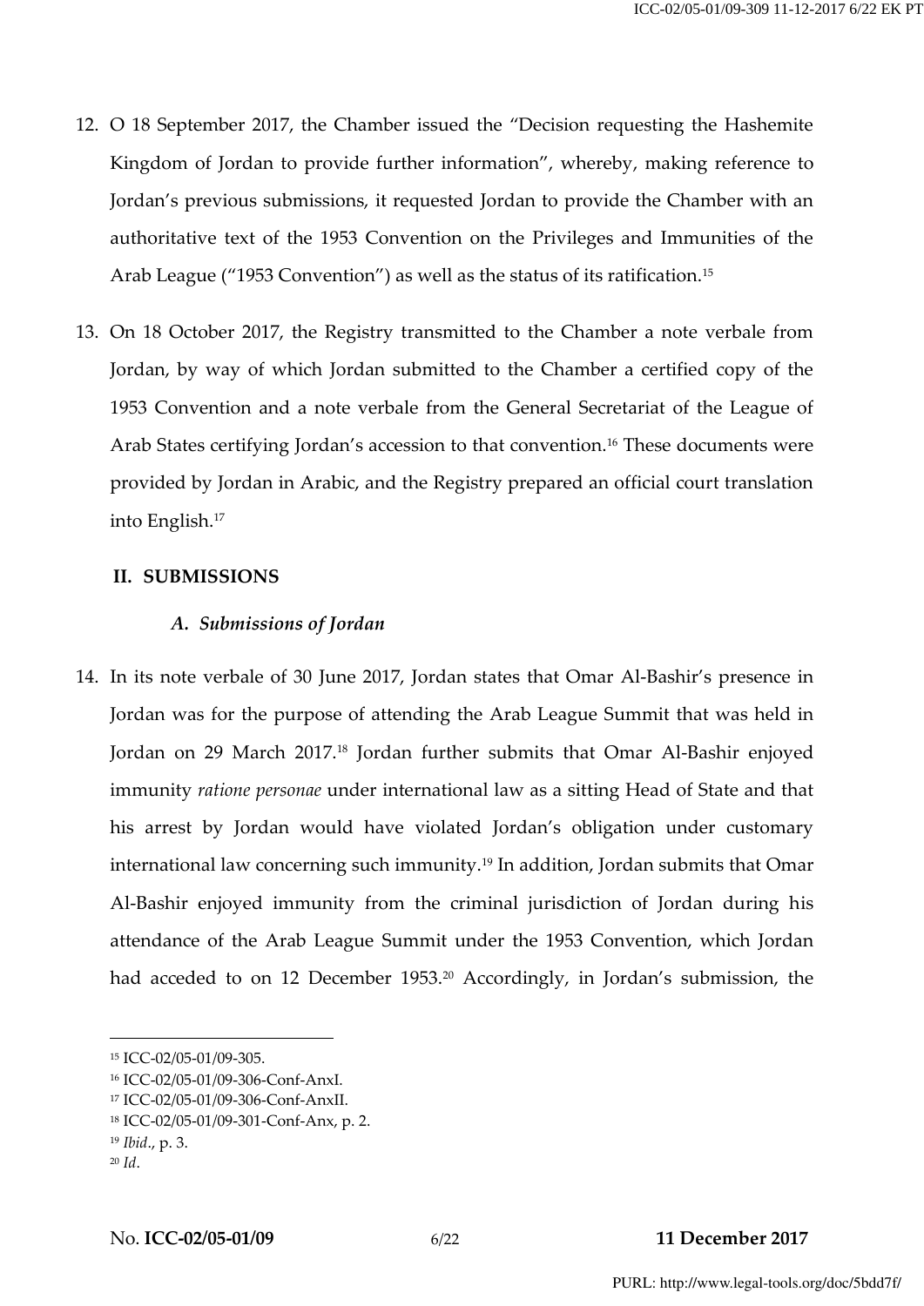12. O 18 September 2017, the Chamber issued the "Decision requesting the Hashemite Kingdom of Jordan to provide further information", whereby, making reference to Jordan's previous submissions, it requested Jordan to provide the Chamber with an authoritative text of the 1953 Convention on the Privileges and Immunities of the Arab League ("1953 Convention") as well as the status of its ratification.[15]

13. On 18 October 2017, the Registry transmitted to the Chamber a note verbale from Jordan, by way of which Jordan submitted to the Chamber a certified copy of the 1953 Convention and a note verbale from the General Secretariat of the League of Arab States certifying Jordan's accession to that convention.[16] These documents were provided by Jordan in Arabic, and the Registry prepared an official court translation into English.[17]

## II. SUBMISSIONS

### *A. Submissions of Jordan*

14. In its note verbale of 30 June 2017, Jordan states that Omar Al-Bashir's presence in Jordan was for the purpose of attending the Arab League Summit that was held in Jordan on 29 March 2017.[18] Jordan further submits that Omar Al-Bashir enjoyed immunity *ratione personae* under international law as a sitting Head of State and that his arrest by Jordan would have violated Jordan's obligation under customary international law concerning such immunity.[19] In addition, Jordan submits that Omar Al-Bashir enjoyed immunity from the criminal jurisdiction of Jordan during his attendance of the Arab League Summit under the 1953 Convention, which Jordan had acceded to on 12 December 1953.[20] Accordingly, in Jordan's submission, the

---

[15] ICC-02/05-01/09-305.

[16] ICC-02/05-01/09-306-Conf-AnxI.

[17] ICC-02/05-01/09-306-Conf-AnxII.

[18] ICC-02/05-01/09-301-Conf-Anx, p. 2.

[19] *Ibid*., p. 3.

[20] *Id*.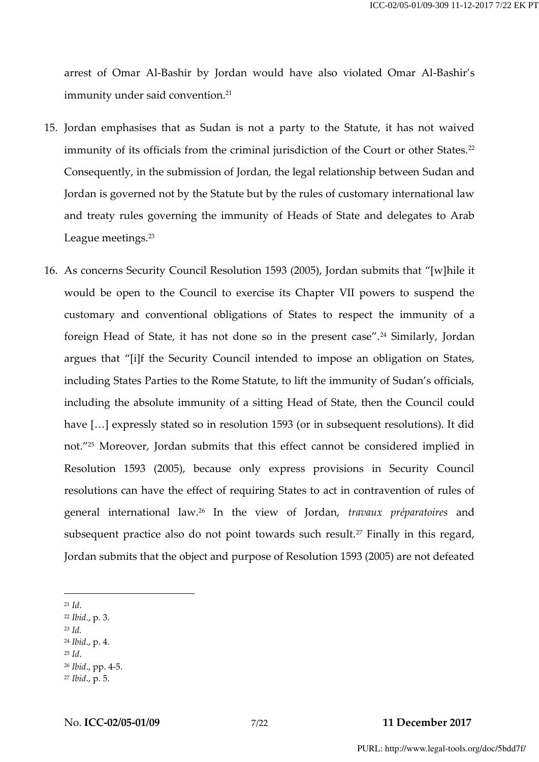arrest of Omar Al-Bashir by Jordan would have also violated Omar Al-Bashir's immunity under said convention.[21]

15. Jordan emphasises that as Sudan is not a party to the Statute, it has not waived immunity of its officials from the criminal jurisdiction of the Court or other States.[22] Consequently, in the submission of Jordan, the legal relationship between Sudan and Jordan is governed not by the Statute but by the rules of customary international law and treaty rules governing the immunity of Heads of State and delegates to Arab League meetings.[23]

16. As concerns Security Council Resolution 1593 (2005), Jordan submits that "[w]hile it would be open to the Council to exercise its Chapter VII powers to suspend the customary and conventional obligations of States to respect the immunity of a foreign Head of State, it has not done so in the present case".[24] Similarly, Jordan argues that "[i]f the Security Council intended to impose an obligation on States, including States Parties to the Rome Statute, to lift the immunity of Sudan's officials, including the absolute immunity of a sitting Head of State, then the Council could have […] expressly stated so in resolution 1593 (or in subsequent resolutions). It did not."[25] Moreover, Jordan submits that this effect cannot be considered implied in Resolution 1593 (2005), because only express provisions in Security Council resolutions can have the effect of requiring States to act in contravention of rules of general international law.[26] In the view of Jordan, *travaux préparatoires* and subsequent practice also do not point towards such result.[27] Finally in this regard, Jordan submits that the object and purpose of Resolution 1593 (2005) are not defeated

---

[21] *Id*.
[22] *Ibid*., p. 3.
[23] *Id*.
[24] *Ibid*., p. 4.
[25] *Id*.
[26] *Ibid*., pp. 4-5.
[27] *Ibid*., p. 5.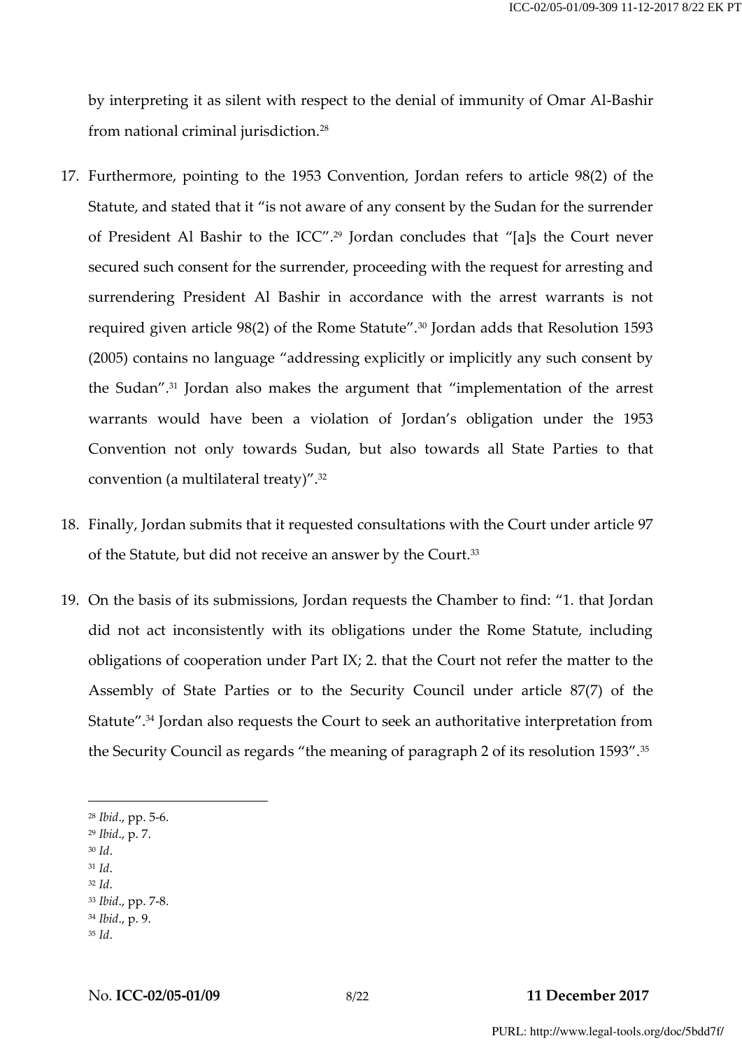by interpreting it as silent with respect to the denial of immunity of Omar Al-Bashir from national criminal jurisdiction.[28]

17. Furthermore, pointing to the 1953 Convention, Jordan refers to article 98(2) of the Statute, and stated that it "is not aware of any consent by the Sudan for the surrender of President Al Bashir to the ICC".[29] Jordan concludes that "[a]s the Court never secured such consent for the surrender, proceeding with the request for arresting and surrendering President Al Bashir in accordance with the arrest warrants is not required given article 98(2) of the Rome Statute".[30] Jordan adds that Resolution 1593 (2005) contains no language "addressing explicitly or implicitly any such consent by the Sudan".[31] Jordan also makes the argument that "implementation of the arrest warrants would have been a violation of Jordan's obligation under the 1953 Convention not only towards Sudan, but also towards all State Parties to that convention (a multilateral treaty)".[32]

18. Finally, Jordan submits that it requested consultations with the Court under article 97 of the Statute, but did not receive an answer by the Court.[33]

19. On the basis of its submissions, Jordan requests the Chamber to find: "1. that Jordan did not act inconsistently with its obligations under the Rome Statute, including obligations of cooperation under Part IX; 2. that the Court not refer the matter to the Assembly of State Parties or to the Security Council under article 87(7) of the Statute".[34] Jordan also requests the Court to seek an authoritative interpretation from the Security Council as regards "the meaning of paragraph 2 of its resolution 1593".[35]

---

[28] *Ibid*., pp. 5-6.
[29] *Ibid*., p. 7.
[30] *Id*.
[31] *Id*.
[32] *Id*.
[33] *Ibid*., pp. 7-8.
[34] *Ibid*., p. 9.
[35] *Id*.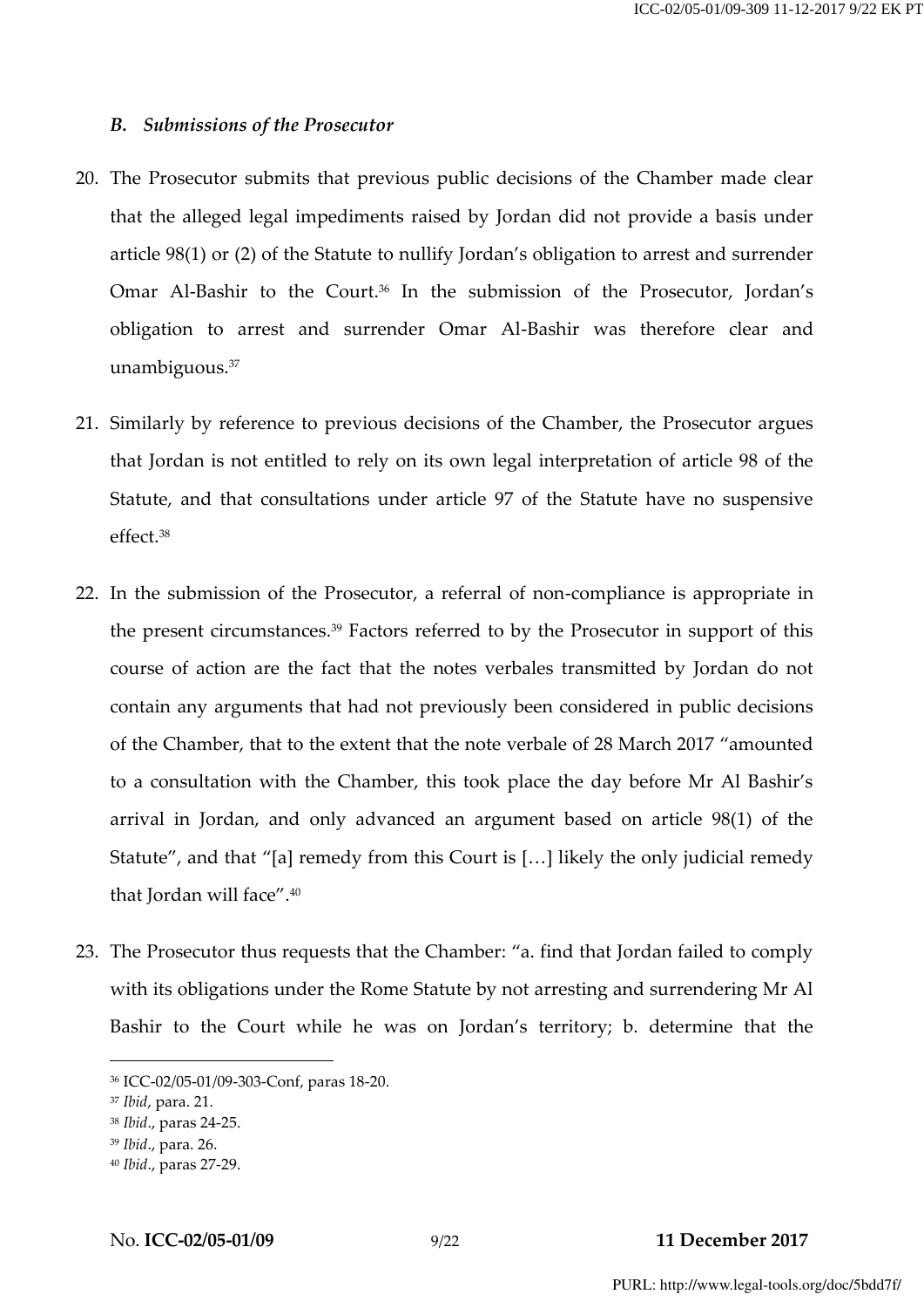### *B. Submissions of the Prosecutor*

20. The Prosecutor submits that previous public decisions of the Chamber made clear that the alleged legal impediments raised by Jordan did not provide a basis under article 98(1) or (2) of the Statute to nullify Jordan's obligation to arrest and surrender Omar Al-Bashir to the Court.[36] In the submission of the Prosecutor, Jordan's obligation to arrest and surrender Omar Al-Bashir was therefore clear and unambiguous.[37]

21. Similarly by reference to previous decisions of the Chamber, the Prosecutor argues that Jordan is not entitled to rely on its own legal interpretation of article 98 of the Statute, and that consultations under article 97 of the Statute have no suspensive effect.[38]

22. In the submission of the Prosecutor, a referral of non-compliance is appropriate in the present circumstances.[39] Factors referred to by the Prosecutor in support of this course of action are the fact that the notes verbales transmitted by Jordan do not contain any arguments that had not previously been considered in public decisions of the Chamber, that to the extent that the note verbale of 28 March 2017 "amounted to a consultation with the Chamber, this took place the day before Mr Al Bashir's arrival in Jordan, and only advanced an argument based on article 98(1) of the Statute", and that "[a] remedy from this Court is […] likely the only judicial remedy that Jordan will face".[40]

23. The Prosecutor thus requests that the Chamber: "a. find that Jordan failed to comply with its obligations under the Rome Statute by not arresting and surrendering Mr Al Bashir to the Court while he was on Jordan's territory; b. determine that the

---

[36] ICC-02/05-01/09-303-Conf, paras 18-20.
[37] *Ibid*, para. 21.
[38] *Ibid*., paras 24-25.
[39] *Ibid*., para. 26.
[40] *Ibid*., paras 27-29.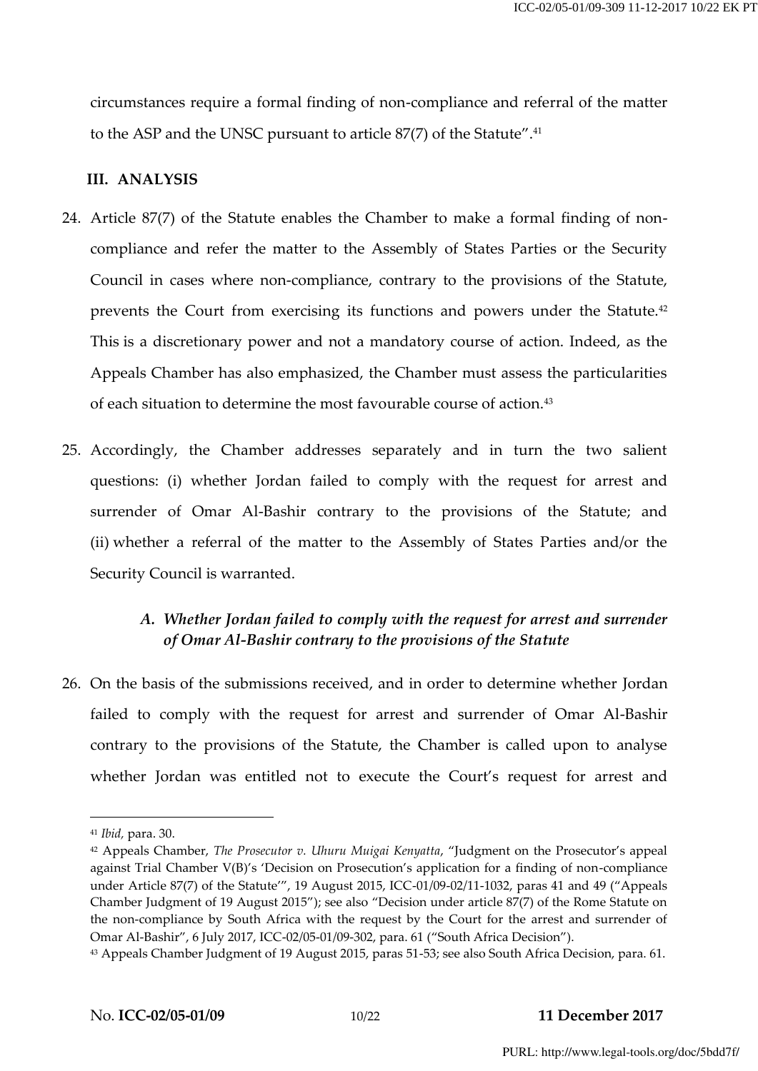circumstances require a formal finding of non-compliance and referral of the matter to the ASP and the UNSC pursuant to article 87(7) of the Statute".[41]

## III. ANALYSIS

24. Article 87(7) of the Statute enables the Chamber to make a formal finding of non-compliance and refer the matter to the Assembly of States Parties or the Security Council in cases where non-compliance, contrary to the provisions of the Statute, prevents the Court from exercising its functions and powers under the Statute.[42] This is a discretionary power and not a mandatory course of action. Indeed, as the Appeals Chamber has also emphasized, the Chamber must assess the particularities of each situation to determine the most favourable course of action.[43]

25. Accordingly, the Chamber addresses separately and in turn the two salient questions: (i) whether Jordan failed to comply with the request for arrest and surrender of Omar Al-Bashir contrary to the provisions of the Statute; and (ii) whether a referral of the matter to the Assembly of States Parties and/or the Security Council is warranted.

### *A. Whether Jordan failed to comply with the request for arrest and surrender of Omar Al-Bashir contrary to the provisions of the Statute*

26. On the basis of the submissions received, and in order to determine whether Jordan failed to comply with the request for arrest and surrender of Omar Al-Bashir contrary to the provisions of the Statute, the Chamber is called upon to analyse whether Jordan was entitled not to execute the Court's request for arrest and

---

[41] *Ibid*, para. 30.

[42] Appeals Chamber, *The Prosecutor v. Uhuru Muigai Kenyatta*, "Judgment on the Prosecutor's appeal against Trial Chamber V(B)'s 'Decision on Prosecution's application for a finding of non-compliance under Article 87(7) of the Statute'", 19 August 2015, ICC-01/09-02/11-1032, paras 41 and 49 ("Appeals Chamber Judgment of 19 August 2015"); see also "Decision under article 87(7) of the Rome Statute on the non-compliance by South Africa with the request by the Court for the arrest and surrender of Omar Al-Bashir", 6 July 2017, ICC-02/05-01/09-302, para. 61 ("South Africa Decision").

[43] Appeals Chamber Judgment of 19 August 2015, paras 51-53; see also South Africa Decision, para. 61.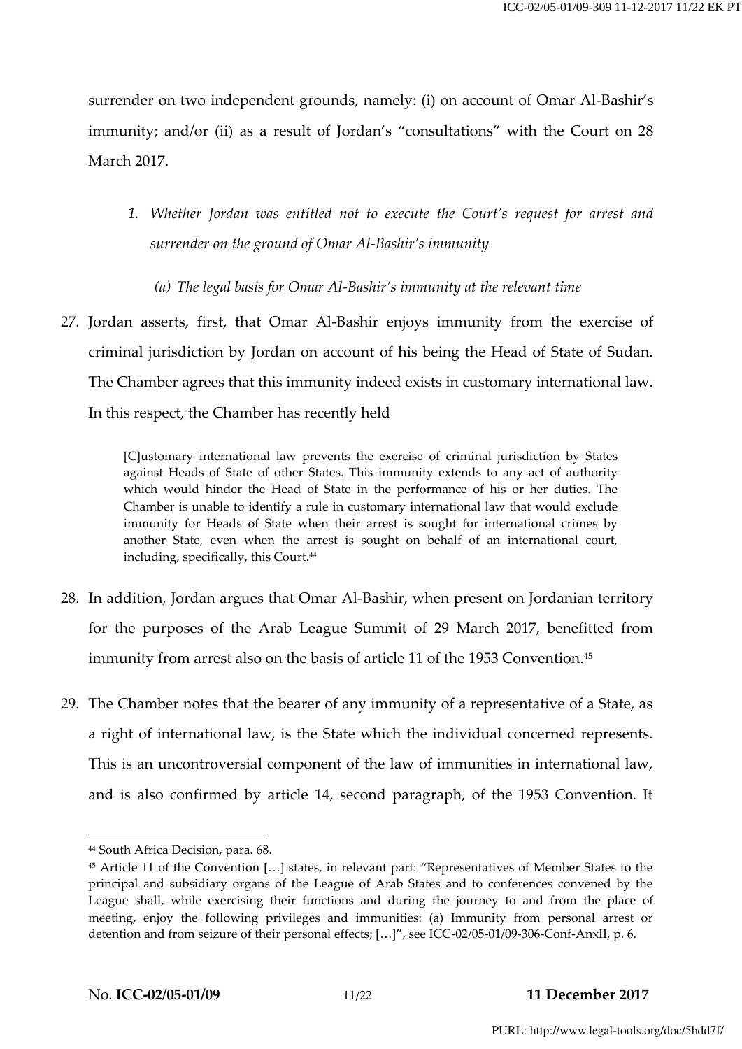surrender on two independent grounds, namely: (i) on account of Omar Al-Bashir's immunity; and/or (ii) as a result of Jordan's "consultations" with the Court on 28 March 2017.

1. *Whether Jordan was entitled not to execute the Court's request for arrest and surrender on the ground of Omar Al-Bashir's immunity*

   *(a) The legal basis for Omar Al-Bashir's immunity at the relevant time*

27. Jordan asserts, first, that Omar Al-Bashir enjoys immunity from the exercise of criminal jurisdiction by Jordan on account of his being the Head of State of Sudan. The Chamber agrees that this immunity indeed exists in customary international law. In this respect, the Chamber has recently held

> [C]ustomary international law prevents the exercise of criminal jurisdiction by States against Heads of State of other States. This immunity extends to any act of authority which would hinder the Head of State in the performance of his or her duties. The Chamber is unable to identify a rule in customary international law that would exclude immunity for Heads of State when their arrest is sought for international crimes by another State, even when the arrest is sought on behalf of an international court, including, specifically, this Court.[44]

28. In addition, Jordan argues that Omar Al-Bashir, when present on Jordanian territory for the purposes of the Arab League Summit of 29 March 2017, benefitted from immunity from arrest also on the basis of article 11 of the 1953 Convention.[45]

29. The Chamber notes that the bearer of any immunity of a representative of a State, as a right of international law, is the State which the individual concerned represents. This is an uncontroversial component of the law of immunities in international law, and is also confirmed by article 14, second paragraph, of the 1953 Convention. It

---

[44] South Africa Decision, para. 68.

[45] Article 11 of the Convention […] states, in relevant part: "Representatives of Member States to the principal and subsidiary organs of the League of Arab States and to conferences convened by the League shall, while exercising their functions and during the journey to and from the place of meeting, enjoy the following privileges and immunities: (a) Immunity from personal arrest or detention and from seizure of their personal effects; […]", see ICC-02/05-01/09-306-Conf-AnxII, p. 6.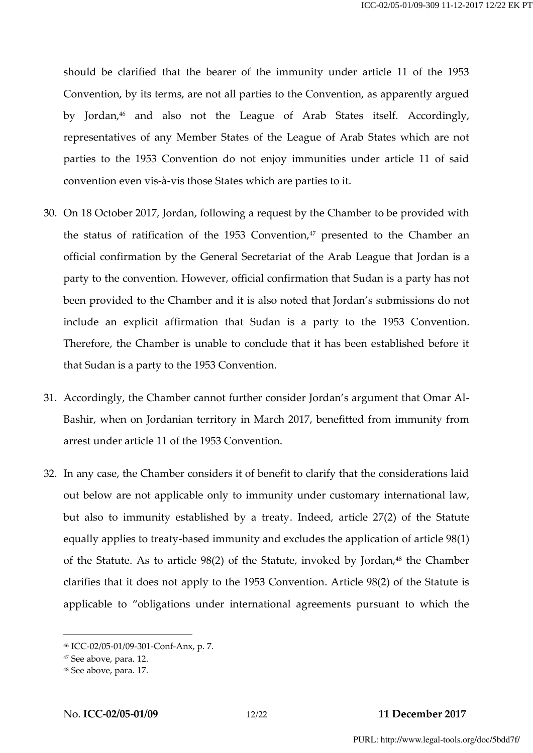should be clarified that the bearer of the immunity under article 11 of the 1953 Convention, by its terms, are not all parties to the Convention, as apparently argued by Jordan,[46] and also not the League of Arab States itself. Accordingly, representatives of any Member States of the League of Arab States which are not parties to the 1953 Convention do not enjoy immunities under article 11 of said convention even vis-à-vis those States which are parties to it.

30. On 18 October 2017, Jordan, following a request by the Chamber to be provided with the status of ratification of the 1953 Convention,[47] presented to the Chamber an official confirmation by the General Secretariat of the Arab League that Jordan is a party to the convention. However, official confirmation that Sudan is a party has not been provided to the Chamber and it is also noted that Jordan's submissions do not include an explicit affirmation that Sudan is a party to the 1953 Convention. Therefore, the Chamber is unable to conclude that it has been established before it that Sudan is a party to the 1953 Convention.

31. Accordingly, the Chamber cannot further consider Jordan's argument that Omar Al-Bashir, when on Jordanian territory in March 2017, benefitted from immunity from arrest under article 11 of the 1953 Convention.

32. In any case, the Chamber considers it of benefit to clarify that the considerations laid out below are not applicable only to immunity under customary international law, but also to immunity established by a treaty. Indeed, article 27(2) of the Statute equally applies to treaty-based immunity and excludes the application of article 98(1) of the Statute. As to article 98(2) of the Statute, invoked by Jordan,[48] the Chamber clarifies that it does not apply to the 1953 Convention. Article 98(2) of the Statute is applicable to "obligations under international agreements pursuant to which the

---

[46] ICC-02/05-01/09-301-Conf-Anx, p. 7.

[47] See above, para. 12.

[48] See above, para. 17.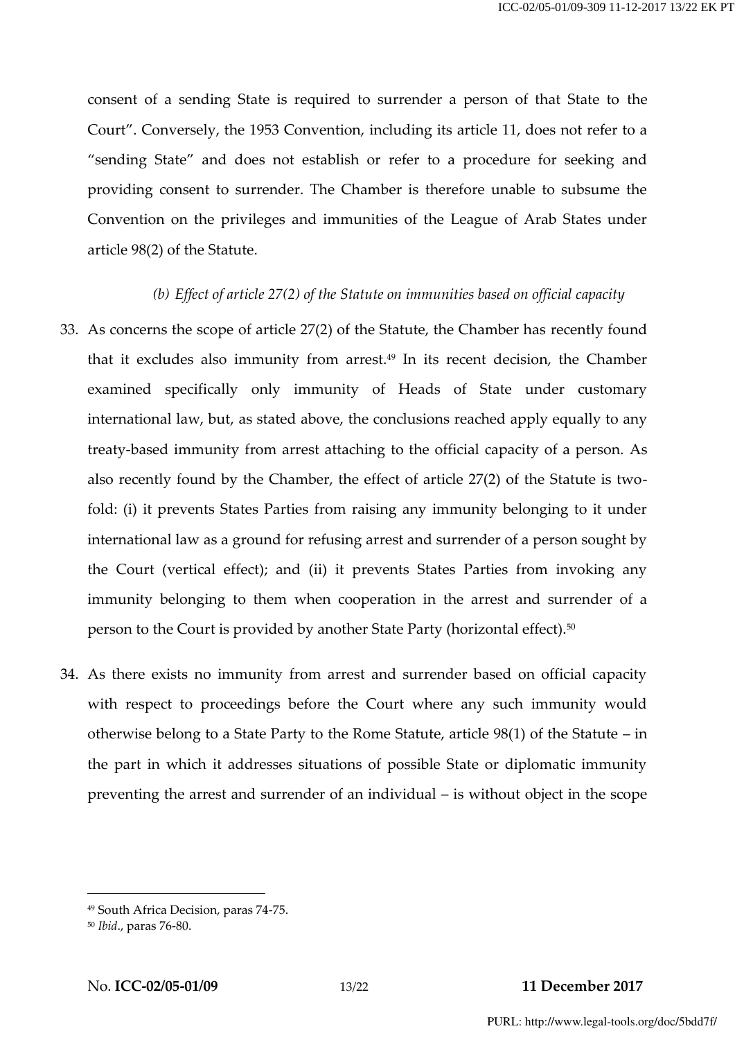consent of a sending State is required to surrender a person of that State to the Court". Conversely, the 1953 Convention, including its article 11, does not refer to a "sending State" and does not establish or refer to a procedure for seeking and providing consent to surrender. The Chamber is therefore unable to subsume the Convention on the privileges and immunities of the League of Arab States under article 98(2) of the Statute.

*(b) Effect of article 27(2) of the Statute on immunities based on official capacity*

33. As concerns the scope of article 27(2) of the Statute, the Chamber has recently found that it excludes also immunity from arrest.[49] In its recent decision, the Chamber examined specifically only immunity of Heads of State under customary international law, but, as stated above, the conclusions reached apply equally to any treaty-based immunity from arrest attaching to the official capacity of a person. As also recently found by the Chamber, the effect of article 27(2) of the Statute is two-fold: (i) it prevents States Parties from raising any immunity belonging to it under international law as a ground for refusing arrest and surrender of a person sought by the Court (vertical effect); and (ii) it prevents States Parties from invoking any immunity belonging to them when cooperation in the arrest and surrender of a person to the Court is provided by another State Party (horizontal effect).[50]

34. As there exists no immunity from arrest and surrender based on official capacity with respect to proceedings before the Court where any such immunity would otherwise belong to a State Party to the Rome Statute, article 98(1) of the Statute – in the part in which it addresses situations of possible State or diplomatic immunity preventing the arrest and surrender of an individual – is without object in the scope

---

[49] South Africa Decision, paras 74-75.

[50] *Ibid*., paras 76-80.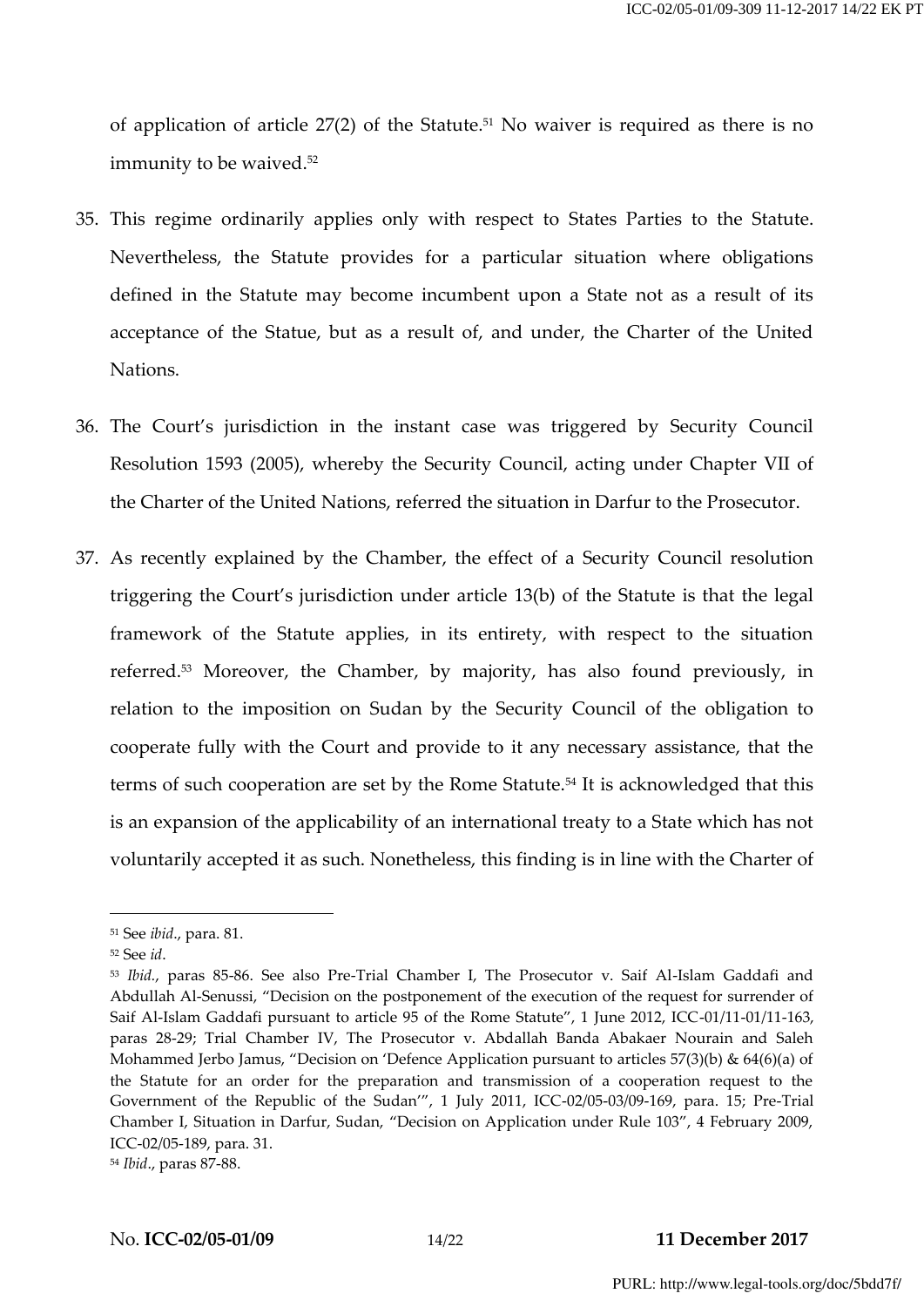of application of article 27(2) of the Statute.[51] No waiver is required as there is no immunity to be waived.[52]

35. This regime ordinarily applies only with respect to States Parties to the Statute. Nevertheless, the Statute provides for a particular situation where obligations defined in the Statute may become incumbent upon a State not as a result of its acceptance of the Statue, but as a result of, and under, the Charter of the United Nations.

36. The Court's jurisdiction in the instant case was triggered by Security Council Resolution 1593 (2005), whereby the Security Council, acting under Chapter VII of the Charter of the United Nations, referred the situation in Darfur to the Prosecutor.

37. As recently explained by the Chamber, the effect of a Security Council resolution triggering the Court's jurisdiction under article 13(b) of the Statute is that the legal framework of the Statute applies, in its entirety, with respect to the situation referred.[53] Moreover, the Chamber, by majority, has also found previously, in relation to the imposition on Sudan by the Security Council of the obligation to cooperate fully with the Court and provide to it any necessary assistance, that the terms of such cooperation are set by the Rome Statute.[54] It is acknowledged that this is an expansion of the applicability of an international treaty to a State which has not voluntarily accepted it as such. Nonetheless, this finding is in line with the Charter of

---

[51] See *ibid*., para. 81.

[52] See *id*.

[53] *Ibid*., paras 85-86. See also Pre-Trial Chamber I, The Prosecutor v. Saif Al-Islam Gaddafi and Abdullah Al-Senussi, "Decision on the postponement of the execution of the request for surrender of Saif Al-Islam Gaddafi pursuant to article 95 of the Rome Statute", 1 June 2012, ICC-01/11-01/11-163, paras 28-29; Trial Chamber IV, The Prosecutor v. Abdallah Banda Abakaer Nourain and Saleh Mohammed Jerbo Jamus, "Decision on 'Defence Application pursuant to articles 57(3)(b) & 64(6)(a) of the Statute for an order for the preparation and transmission of a cooperation request to the Government of the Republic of the Sudan'", 1 July 2011, ICC-02/05-03/09-169, para. 15; Pre-Trial Chamber I, Situation in Darfur, Sudan, "Decision on Application under Rule 103", 4 February 2009, ICC-02/05-189, para. 31.

[54] *Ibid*., paras 87-88.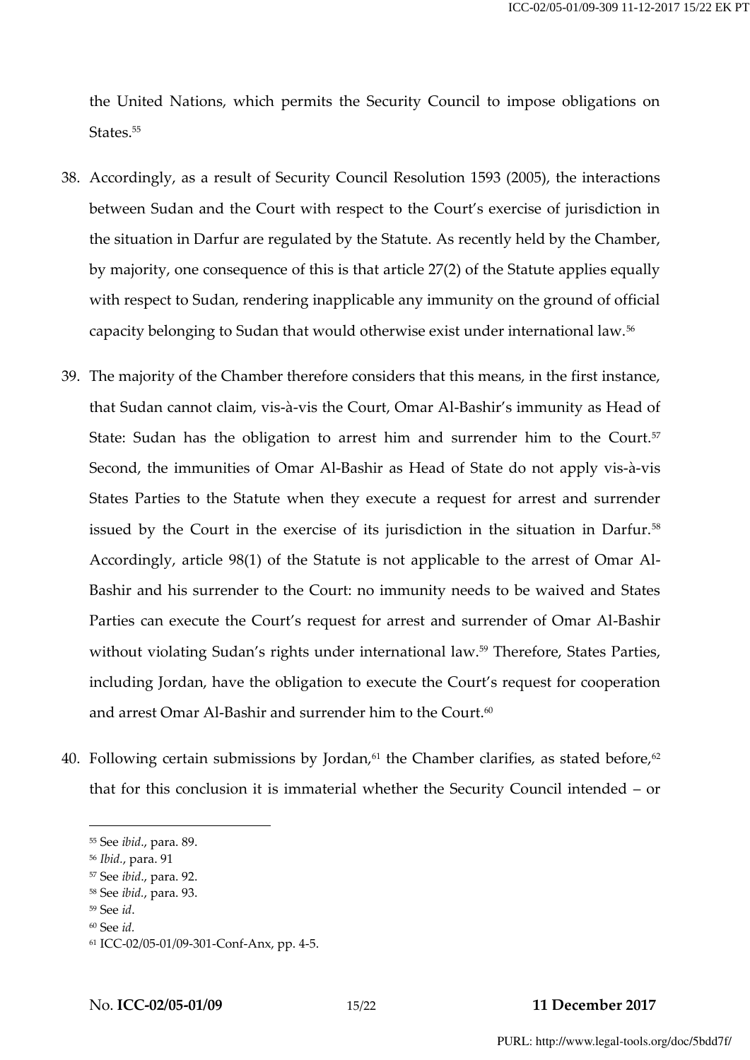the United Nations, which permits the Security Council to impose obligations on States.[55]

38. Accordingly, as a result of Security Council Resolution 1593 (2005), the interactions between Sudan and the Court with respect to the Court's exercise of jurisdiction in the situation in Darfur are regulated by the Statute. As recently held by the Chamber, by majority, one consequence of this is that article 27(2) of the Statute applies equally with respect to Sudan, rendering inapplicable any immunity on the ground of official capacity belonging to Sudan that would otherwise exist under international law.[56]

39. The majority of the Chamber therefore considers that this means, in the first instance, that Sudan cannot claim, vis-à-vis the Court, Omar Al-Bashir's immunity as Head of State: Sudan has the obligation to arrest him and surrender him to the Court.[57] Second, the immunities of Omar Al-Bashir as Head of State do not apply vis-à-vis States Parties to the Statute when they execute a request for arrest and surrender issued by the Court in the exercise of its jurisdiction in the situation in Darfur.[58] Accordingly, article 98(1) of the Statute is not applicable to the arrest of Omar Al-Bashir and his surrender to the Court: no immunity needs to be waived and States Parties can execute the Court's request for arrest and surrender of Omar Al-Bashir without violating Sudan's rights under international law.[59] Therefore, States Parties, including Jordan, have the obligation to execute the Court's request for cooperation and arrest Omar Al-Bashir and surrender him to the Court.[60]

40. Following certain submissions by Jordan,[61] the Chamber clarifies, as stated before,[62] that for this conclusion it is immaterial whether the Security Council intended – or

---

[55] See *ibid.*, para. 89.

[56] *Ibid.*, para. 91

[57] See *ibid.*, para. 92.

[58] See *ibid.*, para. 93.

[59] See *id.*

[60] See *id.*

[61] ICC-02/05-01/09-301-Conf-Anx, pp. 4-5.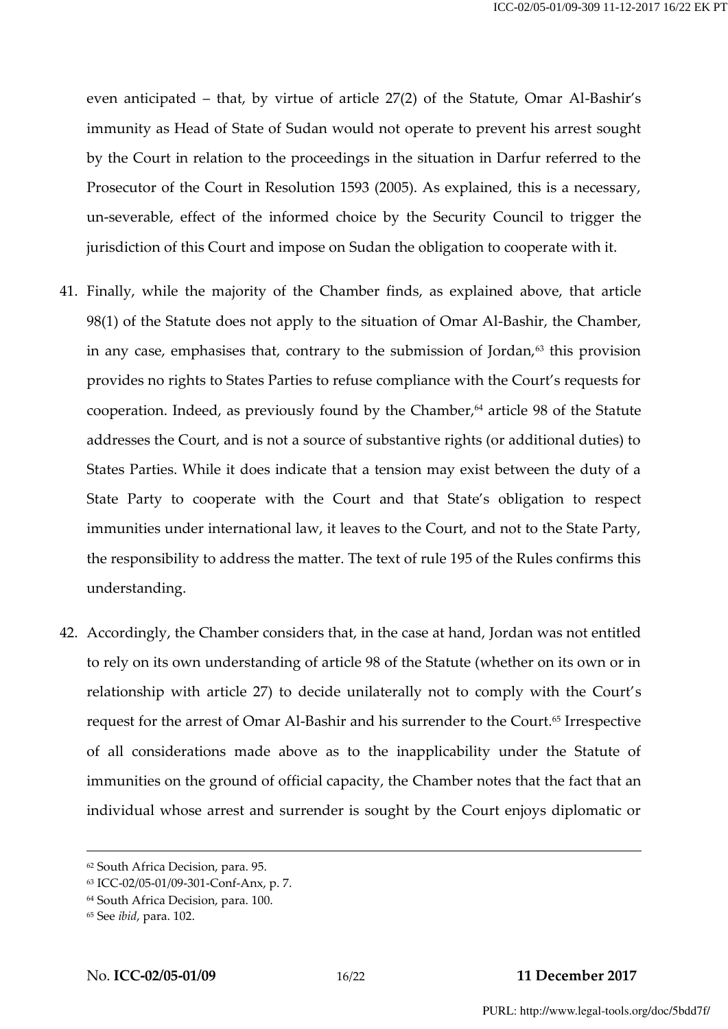even anticipated – that, by virtue of article 27(2) of the Statute, Omar Al-Bashir's immunity as Head of State of Sudan would not operate to prevent his arrest sought by the Court in relation to the proceedings in the situation in Darfur referred to the Prosecutor of the Court in Resolution 1593 (2005). As explained, this is a necessary, un-severable, effect of the informed choice by the Security Council to trigger the jurisdiction of this Court and impose on Sudan the obligation to cooperate with it.

41. Finally, while the majority of the Chamber finds, as explained above, that article 98(1) of the Statute does not apply to the situation of Omar Al-Bashir, the Chamber, in any case, emphasises that, contrary to the submission of Jordan,[63] this provision provides no rights to States Parties to refuse compliance with the Court's requests for cooperation. Indeed, as previously found by the Chamber,[64] article 98 of the Statute addresses the Court, and is not a source of substantive rights (or additional duties) to States Parties. While it does indicate that a tension may exist between the duty of a State Party to cooperate with the Court and that State's obligation to respect immunities under international law, it leaves to the Court, and not to the State Party, the responsibility to address the matter. The text of rule 195 of the Rules confirms this understanding.

42. Accordingly, the Chamber considers that, in the case at hand, Jordan was not entitled to rely on its own understanding of article 98 of the Statute (whether on its own or in relationship with article 27) to decide unilaterally not to comply with the Court's request for the arrest of Omar Al-Bashir and his surrender to the Court.[65] Irrespective of all considerations made above as to the inapplicability under the Statute of immunities on the ground of official capacity, the Chamber notes that the fact that an individual whose arrest and surrender is sought by the Court enjoys diplomatic or

---

[62] South Africa Decision, para. 95.

[63] ICC-02/05-01/09-301-Conf-Anx, p. 7.

[64] South Africa Decision, para. 100.

[65] See *ibid*, para. 102.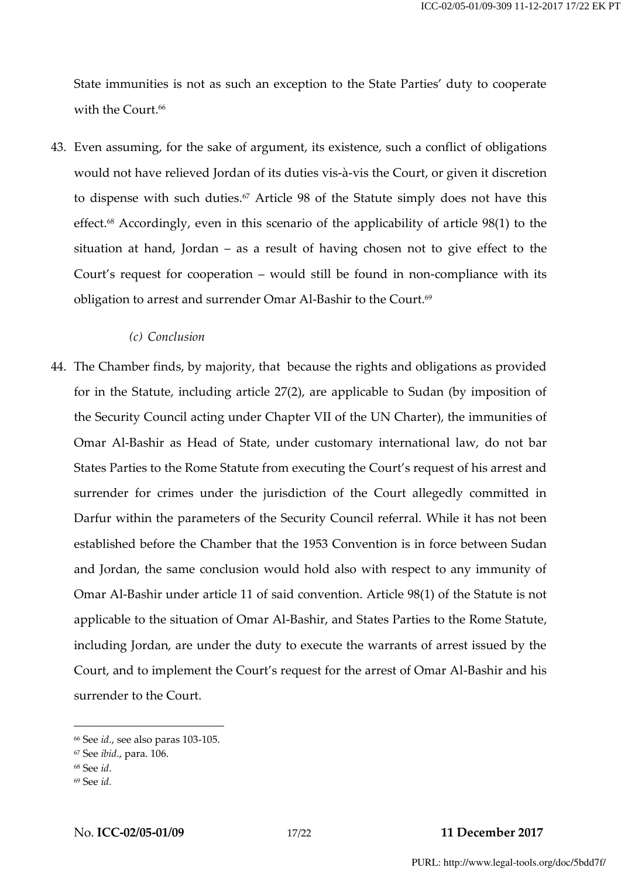State immunities is not as such an exception to the State Parties' duty to cooperate with the Court.[66]

43. Even assuming, for the sake of argument, its existence, such a conflict of obligations would not have relieved Jordan of its duties vis-à-vis the Court, or given it discretion to dispense with such duties.[67] Article 98 of the Statute simply does not have this effect.[68] Accordingly, even in this scenario of the applicability of article 98(1) to the situation at hand, Jordan – as a result of having chosen not to give effect to the Court's request for cooperation – would still be found in non-compliance with its obligation to arrest and surrender Omar Al-Bashir to the Court.[69]

*(c) Conclusion*

44. The Chamber finds, by majority, that because the rights and obligations as provided for in the Statute, including article 27(2), are applicable to Sudan (by imposition of the Security Council acting under Chapter VII of the UN Charter), the immunities of Omar Al-Bashir as Head of State, under customary international law, do not bar States Parties to the Rome Statute from executing the Court's request of his arrest and surrender for crimes under the jurisdiction of the Court allegedly committed in Darfur within the parameters of the Security Council referral. While it has not been established before the Chamber that the 1953 Convention is in force between Sudan and Jordan, the same conclusion would hold also with respect to any immunity of Omar Al-Bashir under article 11 of said convention. Article 98(1) of the Statute is not applicable to the situation of Omar Al-Bashir, and States Parties to the Rome Statute, including Jordan, are under the duty to execute the warrants of arrest issued by the Court, and to implement the Court's request for the arrest of Omar Al-Bashir and his surrender to the Court.

---

[66] See *id*., see also paras 103-105.

[67] See *ibid*., para. 106.

[68] See *id*.

[69] See *id*.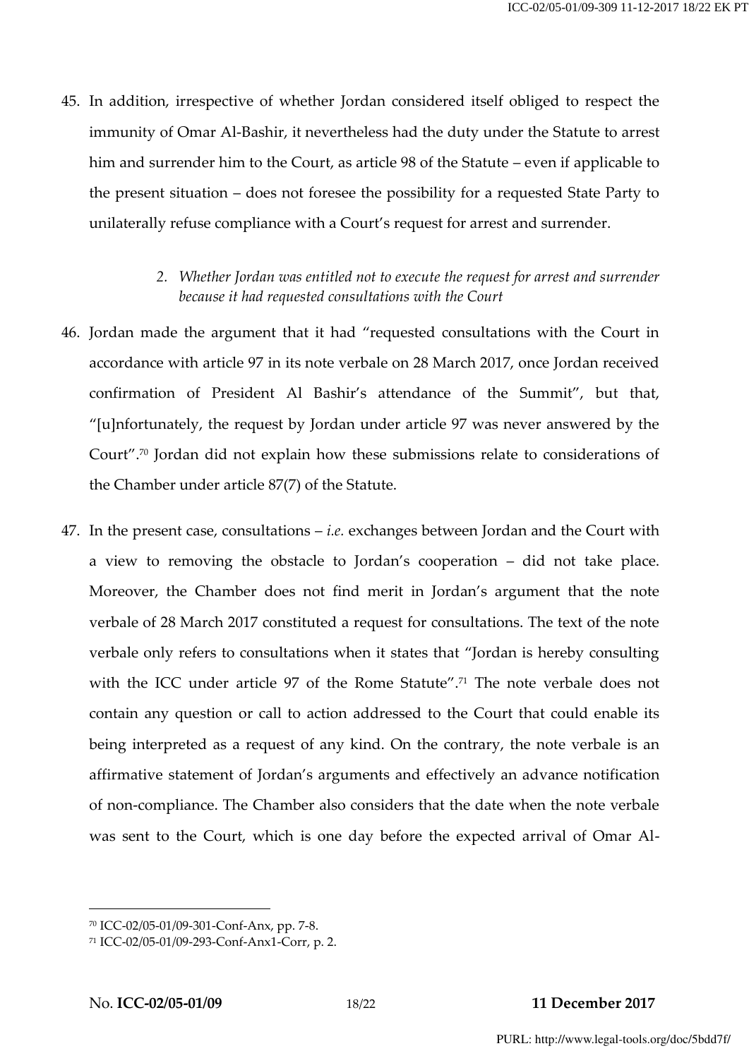45. In addition, irrespective of whether Jordan considered itself obliged to respect the immunity of Omar Al-Bashir, it nevertheless had the duty under the Statute to arrest him and surrender him to the Court, as article 98 of the Statute – even if applicable to the present situation – does not foresee the possibility for a requested State Party to unilaterally refuse compliance with a Court's request for arrest and surrender.

### 2. *Whether Jordan was entitled not to execute the request for arrest and surrender because it had requested consultations with the Court*

46. Jordan made the argument that it had "requested consultations with the Court in accordance with article 97 in its note verbale on 28 March 2017, once Jordan received confirmation of President Al Bashir's attendance of the Summit", but that, "[u]nfortunately, the request by Jordan under article 97 was never answered by the Court".[70] Jordan did not explain how these submissions relate to considerations of the Chamber under article 87(7) of the Statute.

47. In the present case, consultations – *i.e.* exchanges between Jordan and the Court with a view to removing the obstacle to Jordan's cooperation – did not take place. Moreover, the Chamber does not find merit in Jordan's argument that the note verbale of 28 March 2017 constituted a request for consultations. The text of the note verbale only refers to consultations when it states that "Jordan is hereby consulting with the ICC under article 97 of the Rome Statute".[71] The note verbale does not contain any question or call to action addressed to the Court that could enable its being interpreted as a request of any kind. On the contrary, the note verbale is an affirmative statement of Jordan's arguments and effectively an advance notification of non-compliance. The Chamber also considers that the date when the note verbale was sent to the Court, which is one day before the expected arrival of Omar Al-

---

[70] ICC-02/05-01/09-301-Conf-Anx, pp. 7-8.

[71] ICC-02/05-01/09-293-Conf-Anx1-Corr, p. 2.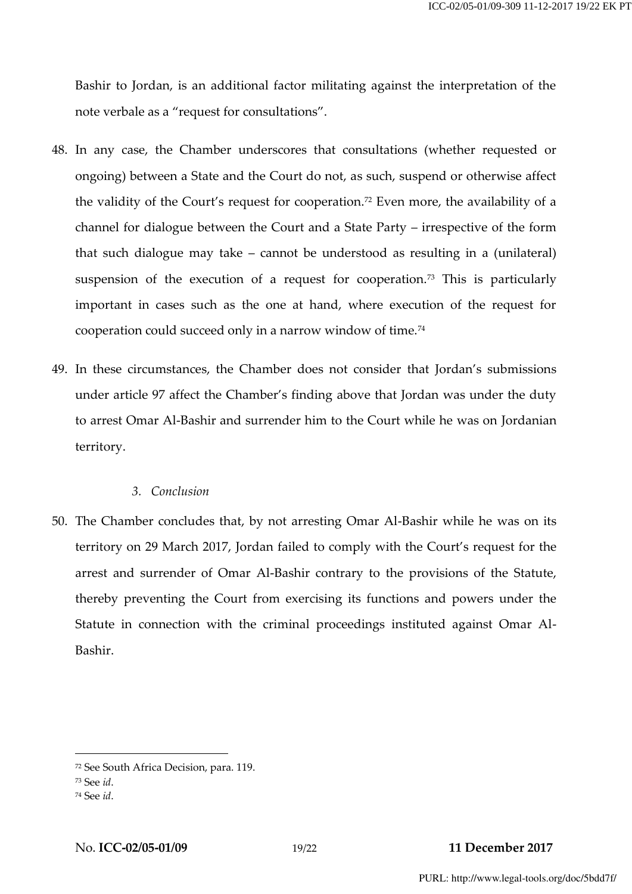Bashir to Jordan, is an additional factor militating against the interpretation of the note verbale as a "request for consultations".

48. In any case, the Chamber underscores that consultations (whether requested or ongoing) between a State and the Court do not, as such, suspend or otherwise affect the validity of the Court's request for cooperation.[72] Even more, the availability of a channel for dialogue between the Court and a State Party – irrespective of the form that such dialogue may take – cannot be understood as resulting in a (unilateral) suspension of the execution of a request for cooperation.[73] This is particularly important in cases such as the one at hand, where execution of the request for cooperation could succeed only in a narrow window of time.[74]

49. In these circumstances, the Chamber does not consider that Jordan's submissions under article 97 affect the Chamber's finding above that Jordan was under the duty to arrest Omar Al-Bashir and surrender him to the Court while he was on Jordanian territory.

### *3. Conclusion*

50. The Chamber concludes that, by not arresting Omar Al-Bashir while he was on its territory on 29 March 2017, Jordan failed to comply with the Court's request for the arrest and surrender of Omar Al-Bashir contrary to the provisions of the Statute, thereby preventing the Court from exercising its functions and powers under the Statute in connection with the criminal proceedings instituted against Omar Al-Bashir.

---

[72] See South Africa Decision, para. 119.

[73] See *id*.

[74] See *id*.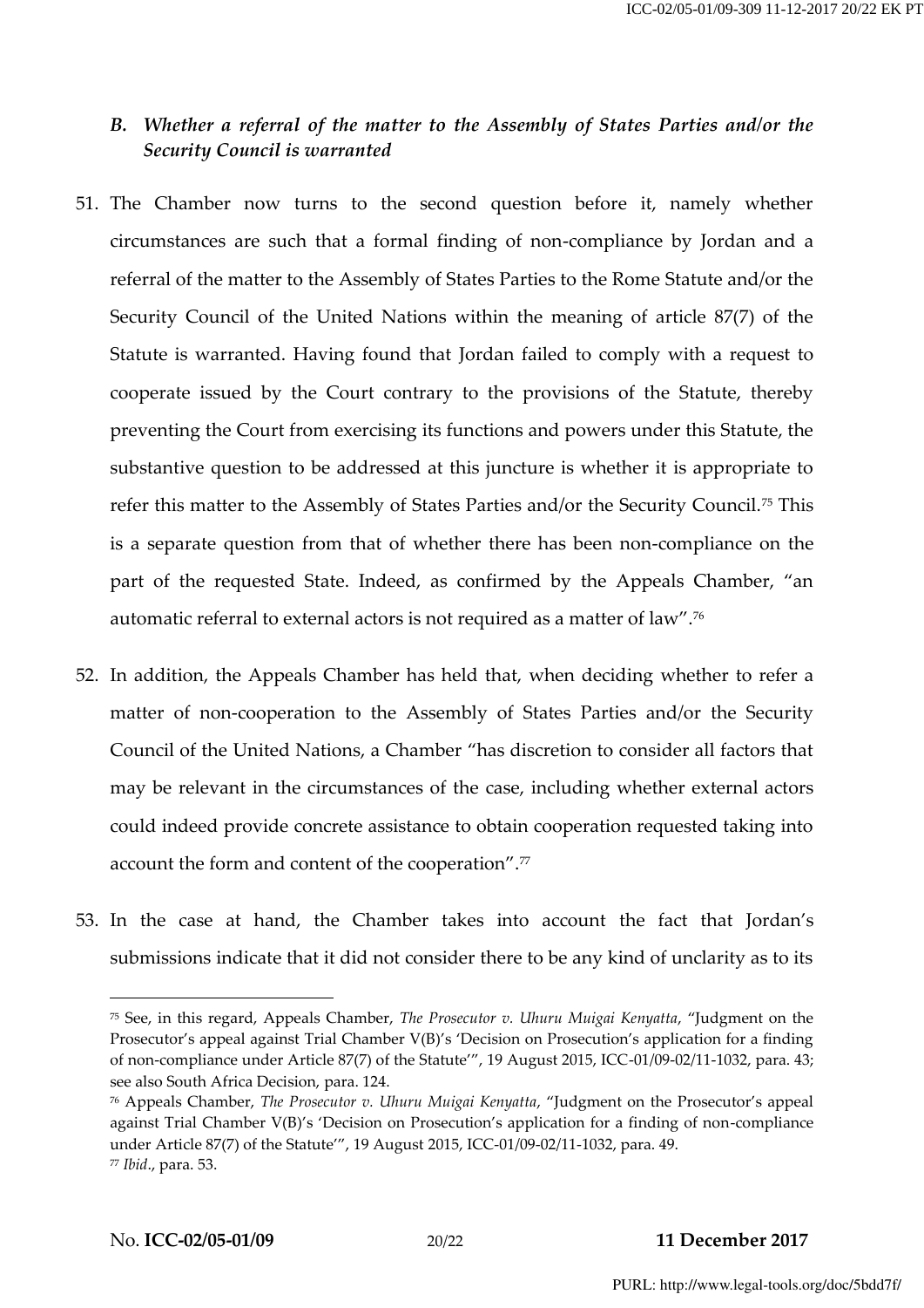## *B. Whether a referral of the matter to the Assembly of States Parties and/or the Security Council is warranted*

51. The Chamber now turns to the second question before it, namely whether circumstances are such that a formal finding of non-compliance by Jordan and a referral of the matter to the Assembly of States Parties to the Rome Statute and/or the Security Council of the United Nations within the meaning of article 87(7) of the Statute is warranted. Having found that Jordan failed to comply with a request to cooperate issued by the Court contrary to the provisions of the Statute, thereby preventing the Court from exercising its functions and powers under this Statute, the substantive question to be addressed at this juncture is whether it is appropriate to refer this matter to the Assembly of States Parties and/or the Security Council.[75] This is a separate question from that of whether there has been non-compliance on the part of the requested State. Indeed, as confirmed by the Appeals Chamber, "an automatic referral to external actors is not required as a matter of law".[76]

52. In addition, the Appeals Chamber has held that, when deciding whether to refer a matter of non-cooperation to the Assembly of States Parties and/or the Security Council of the United Nations, a Chamber "has discretion to consider all factors that may be relevant in the circumstances of the case, including whether external actors could indeed provide concrete assistance to obtain cooperation requested taking into account the form and content of the cooperation".[77]

53. In the case at hand, the Chamber takes into account the fact that Jordan's submissions indicate that it did not consider there to be any kind of unclarity as to its

---

[75] See, in this regard, Appeals Chamber, *The Prosecutor v. Uhuru Muigai Kenyatta*, "Judgment on the Prosecutor's appeal against Trial Chamber V(B)'s 'Decision on Prosecution's application for a finding of non-compliance under Article 87(7) of the Statute'", 19 August 2015, ICC-01/09-02/11-1032, para. 43; see also South Africa Decision, para. 124.

[76] Appeals Chamber, *The Prosecutor v. Uhuru Muigai Kenyatta*, "Judgment on the Prosecutor's appeal against Trial Chamber V(B)'s 'Decision on Prosecution's application for a finding of non-compliance under Article 87(7) of the Statute'", 19 August 2015, ICC-01/09-02/11-1032, para. 49.

[77] *Ibid*., para. 53.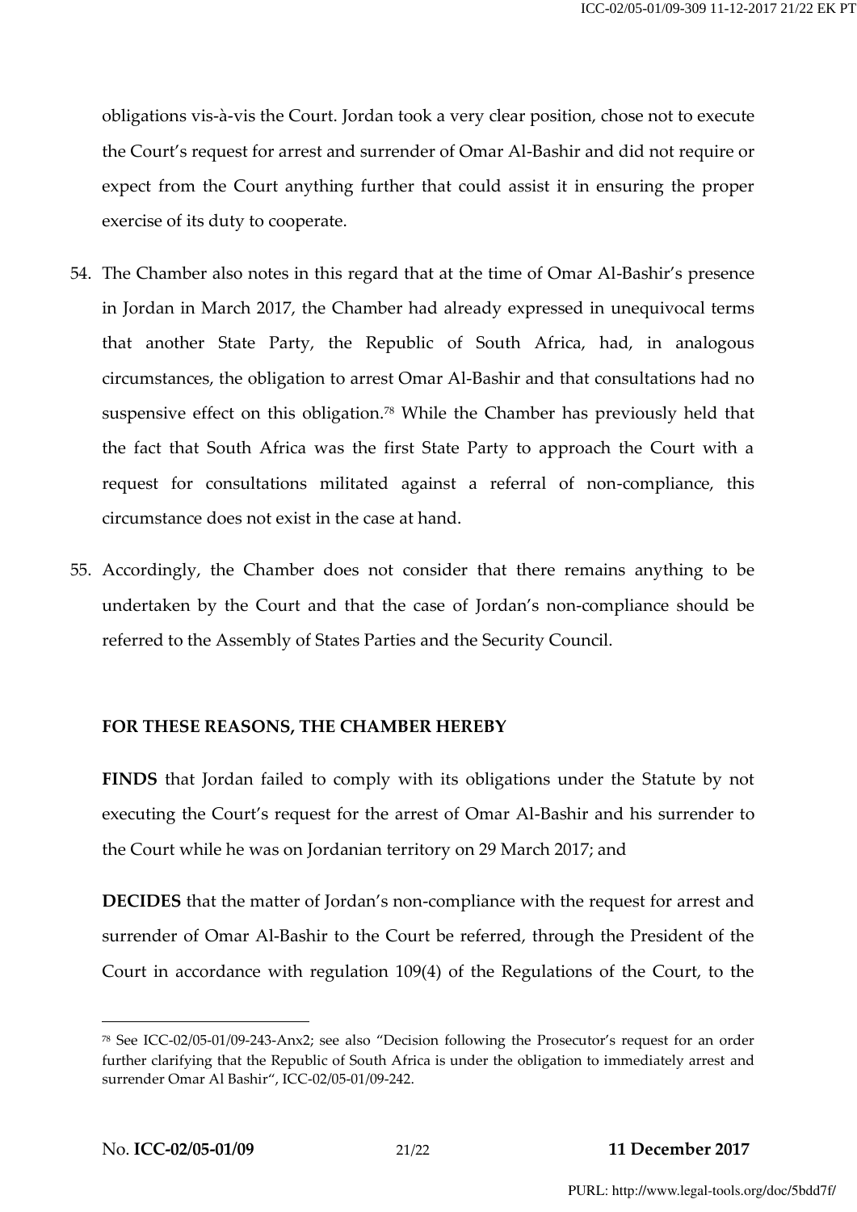obligations vis-à-vis the Court. Jordan took a very clear position, chose not to execute the Court's request for arrest and surrender of Omar Al-Bashir and did not require or expect from the Court anything further that could assist it in ensuring the proper exercise of its duty to cooperate.

54. The Chamber also notes in this regard that at the time of Omar Al-Bashir's presence in Jordan in March 2017, the Chamber had already expressed in unequivocal terms that another State Party, the Republic of South Africa, had, in analogous circumstances, the obligation to arrest Omar Al-Bashir and that consultations had no suspensive effect on this obligation.[78] While the Chamber has previously held that the fact that South Africa was the first State Party to approach the Court with a request for consultations militated against a referral of non-compliance, this circumstance does not exist in the case at hand.

55. Accordingly, the Chamber does not consider that there remains anything to be undertaken by the Court and that the case of Jordan's non-compliance should be referred to the Assembly of States Parties and the Security Council.

**FOR THESE REASONS, THE CHAMBER HEREBY**

**FINDS** that Jordan failed to comply with its obligations under the Statute by not executing the Court's request for the arrest of Omar Al-Bashir and his surrender to the Court while he was on Jordanian territory on 29 March 2017; and

**DECIDES** that the matter of Jordan's non-compliance with the request for arrest and surrender of Omar Al-Bashir to the Court be referred, through the President of the Court in accordance with regulation 109(4) of the Regulations of the Court, to the

---

[78] See ICC-02/05-01/09-243-Anx2; see also "Decision following the Prosecutor's request for an order further clarifying that the Republic of South Africa is under the obligation to immediately arrest and surrender Omar Al Bashir", ICC-02/05-01/09-242.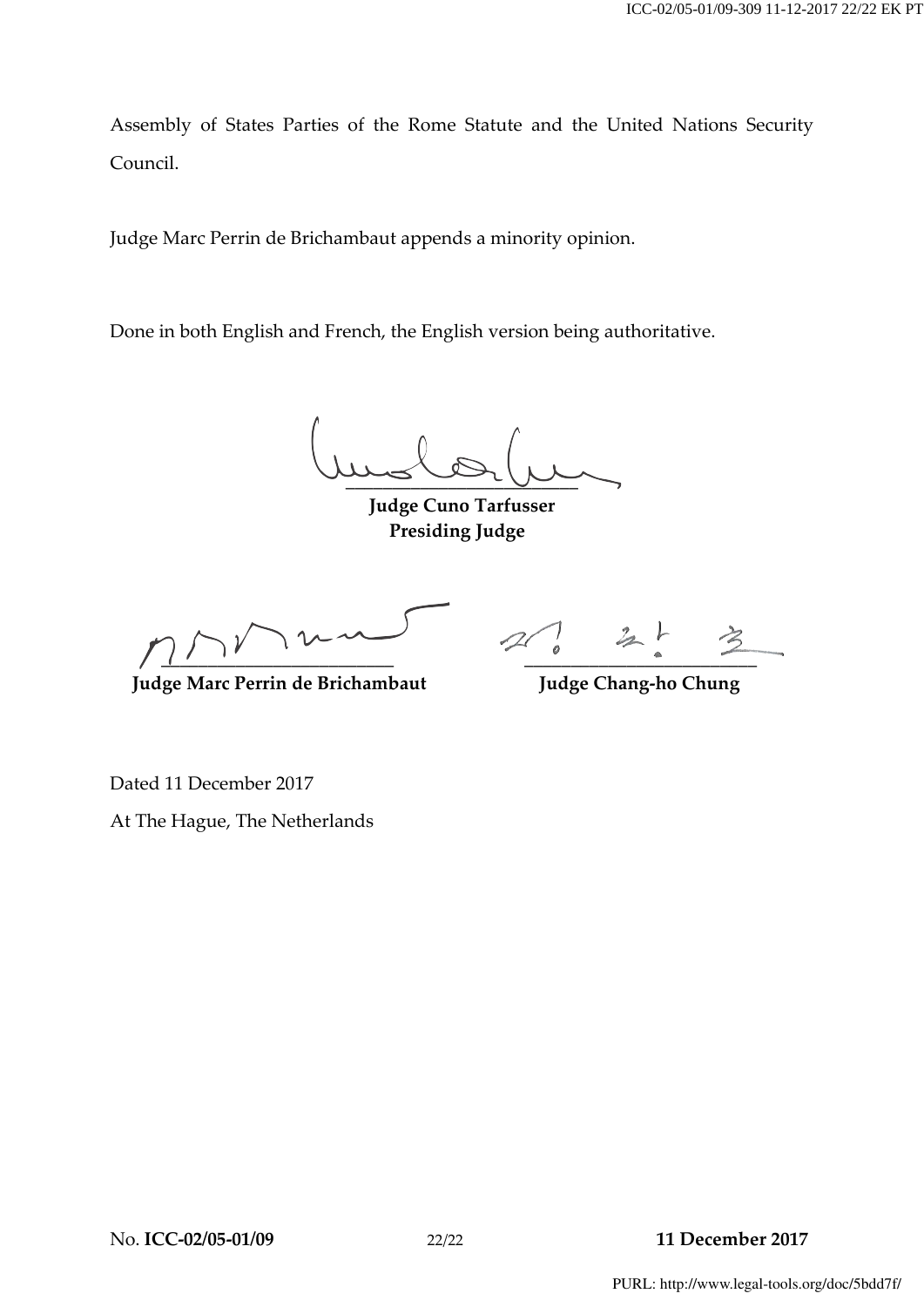Assembly of States Parties of the Rome Statute and the United Nations Security Council.

Judge Marc Perrin de Brichambaut appends a minority opinion.

Done in both English and French, the English version being authoritative.

**Judge Cuno Tarfusser**
**Presiding Judge**

**Judge Marc Perrin de Brichambaut** **Judge Chang-ho Chung**

Dated 11 December 2017

At The Hague, The Netherlands